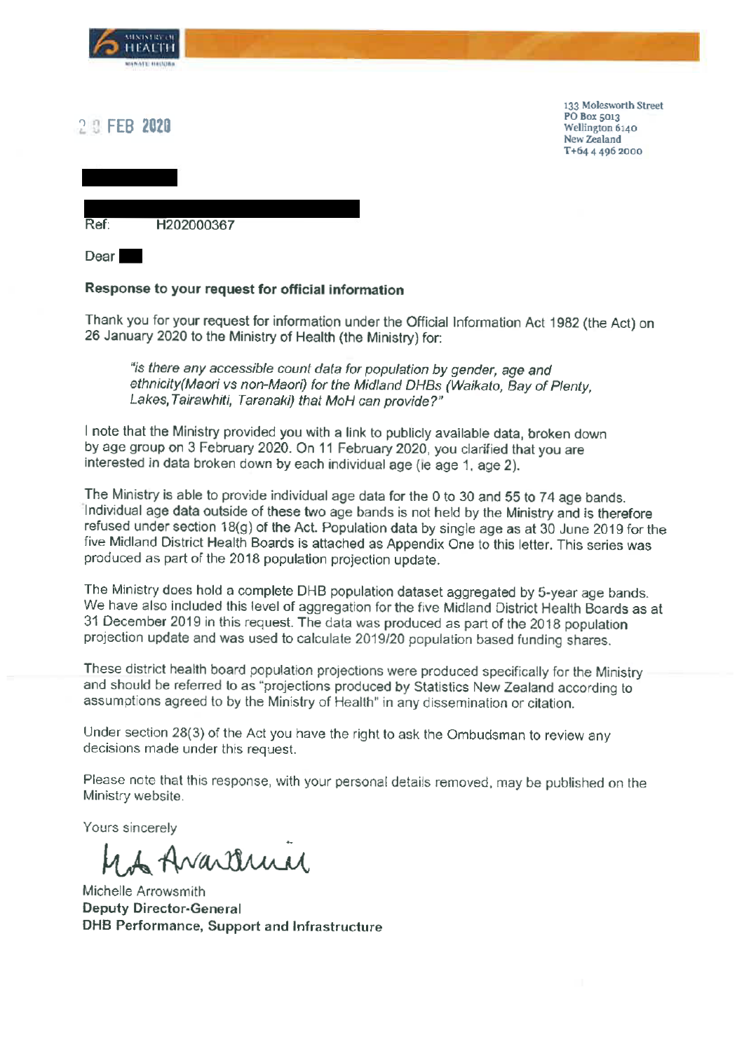MINISTRY OF HEALTH
MANATŪ HAUORA

2 0 FEB 2020

133 Molesworth Street
PO Box 5013
Wellington 6140
New Zealand
T+64 4 496 2000

Ref: H202000367

Dear

**Response to your request for official information**

Thank you for your request for information under the Official Information Act 1982 (the Act) on 26 January 2020 to the Ministry of Health (the Ministry) for:

> *"is there any accessible count data for population by gender, age and ethnicity(Maori vs non-Maori) for the Midland DHBs (Waikato, Bay of Plenty, Lakes, Tairawhiti, Taranaki) that MoH can provide?"*

I note that the Ministry provided you with a link to publicly available data, broken down by age group on 3 February 2020. On 11 February 2020, you clarified that you are interested in data broken down by each individual age (ie age 1, age 2).

The Ministry is able to provide individual age data for the 0 to 30 and 55 to 74 age bands. Individual age data outside of these two age bands is not held by the Ministry and is therefore refused under section 18(g) of the Act. Population data by single age as at 30 June 2019 for the five Midland District Health Boards is attached as Appendix One to this letter. This series was produced as part of the 2018 population projection update.

The Ministry does hold a complete DHB population dataset aggregated by 5-year age bands. We have also included this level of aggregation for the five Midland District Health Boards as at 31 December 2019 in this request. The data was produced as part of the 2018 population projection update and was used to calculate 2019/20 population based funding shares.

These district health board population projections were produced specifically for the Ministry and should be referred to as "projections produced by Statistics New Zealand according to assumptions agreed to by the Ministry of Health" in any dissemination or citation.

Under section 28(3) of the Act you have the right to ask the Ombudsman to review any decisions made under this request.

Please note that this response, with your personal details removed, may be published on the Ministry website.

Yours sincerely

Michelle Arrowsmith
**Deputy Director-General**
**DHB Performance, Support and Infrastructure**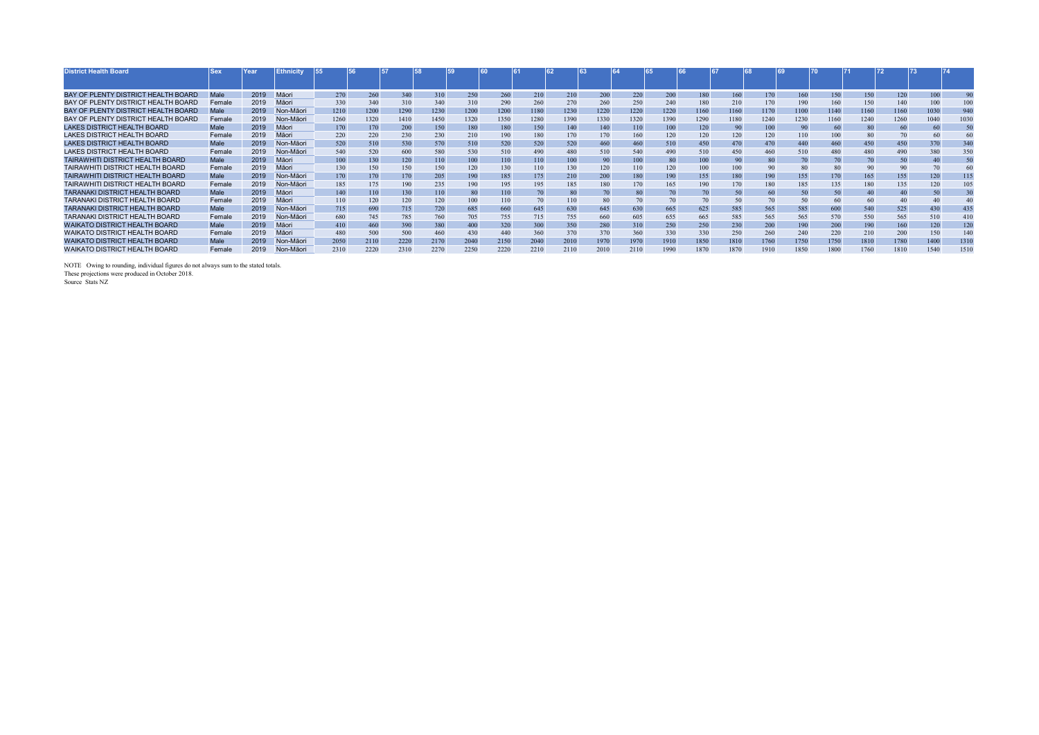| District Health Board | Sex | Year | Ethnicity | 55 | 56 | 57 | 58 | 59 | 60 | 61 | 62 | 63 | 64 | 65 | 66 | 67 | 68 | 69 | 70 | 71 | 72 | 73 | 74 |
|---|---|---|---|---|---|---|---|---|---|---|---|---|---|---|---|---|---|---|---|---|---|---|---|
| BAY OF PLENTY DISTRICT HEALTH BOARD | Male | 2019 | Māori | 270 | 260 | 340 | 310 | 250 | 260 | 210 | 210 | 200 | 220 | 200 | 180 | 160 | 170 | 160 | 150 | 150 | 120 | 100 | 90 |
| BAY OF PLENTY DISTRICT HEALTH BOARD | Female | 2019 | Māori | 330 | 340 | 310 | 340 | 310 | 290 | 260 | 270 | 260 | 250 | 240 | 180 | 210 | 170 | 190 | 160 | 150 | 140 | 100 | 100 |
| BAY OF PLENTY DISTRICT HEALTH BOARD | Male | 2019 | Non-Māori | 1210 | 1200 | 1290 | 1230 | 1200 | 1200 | 1180 | 1230 | 1220 | 1220 | 1220 | 1160 | 1160 | 1170 | 1100 | 1140 | 1160 | 1160 | 1030 | 940 |
| BAY OF PLENTY DISTRICT HEALTH BOARD | Female | 2019 | Non-Māori | 1260 | 1320 | 1410 | 1450 | 1320 | 1350 | 1280 | 1390 | 1330 | 1320 | 1390 | 1290 | 1180 | 1240 | 1230 | 1160 | 1240 | 1260 | 1040 | 1030 |
| LAKES DISTRICT HEALTH BOARD | Male | 2019 | Māori | 170 | 170 | 200 | 150 | 180 | 180 | 150 | 140 | 140 | 110 | 100 | 120 | 90 | 100 | 90 | 60 | 80 | 60 | 60 | 50 |
| LAKES DISTRICT HEALTH BOARD | Female | 2019 | Māori | 220 | 220 | 230 | 230 | 210 | 190 | 180 | 170 | 170 | 160 | 120 | 120 | 120 | 120 | 110 | 100 | 80 | 70 | 60 | 60 |
| LAKES DISTRICT HEALTH BOARD | Male | 2019 | Non-Māori | 520 | 510 | 530 | 570 | 510 | 520 | 520 | 520 | 460 | 460 | 510 | 450 | 470 | 470 | 440 | 460 | 450 | 450 | 370 | 340 |
| LAKES DISTRICT HEALTH BOARD | Female | 2019 | Non-Māori | 540 | 520 | 600 | 580 | 530 | 510 | 490 | 480 | 510 | 540 | 490 | 510 | 450 | 460 | 510 | 480 | 480 | 490 | 380 | 350 |
| TAIRAWHITI DISTRICT HEALTH BOARD | Male | 2019 | Māori | 100 | 130 | 120 | 110 | 100 | 110 | 110 | 100 | 90 | 100 | 80 | 100 | 90 | 80 | 70 | 70 | 70 | 50 | 40 | 50 |
| TAIRAWHITI DISTRICT HEALTH BOARD | Female | 2019 | Māori | 130 | 150 | 150 | 150 | 120 | 130 | 110 | 130 | 120 | 110 | 120 | 100 | 100 | 90 | 80 | 80 | 90 | 90 | 70 | 60 |
| TAIRAWHITI DISTRICT HEALTH BOARD | Male | 2019 | Non-Māori | 170 | 170 | 170 | 205 | 190 | 185 | 175 | 210 | 200 | 180 | 190 | 155 | 180 | 190 | 155 | 170 | 165 | 155 | 120 | 115 |
| TAIRAWHITI DISTRICT HEALTH BOARD | Female | 2019 | Non-Māori | 185 | 175 | 190 | 235 | 190 | 195 | 195 | 185 | 180 | 170 | 165 | 190 | 170 | 180 | 185 | 135 | 180 | 135 | 120 | 105 |
| TARANAKI DISTRICT HEALTH BOARD | Male | 2019 | Māori | 140 | 110 | 130 | 110 | 80 | 110 | 70 | 80 | 70 | 80 | 70 | 70 | 50 | 60 | 50 | 50 | 40 | 40 | 50 | 30 |
| TARANAKI DISTRICT HEALTH BOARD | Female | 2019 | Māori | 110 | 120 | 120 | 120 | 100 | 110 | 70 | 110 | 80 | 70 | 70 | 70 | 50 | 70 | 50 | 60 | 60 | 40 | 40 | 40 |
| TARANAKI DISTRICT HEALTH BOARD | Male | 2019 | Non-Māori | 715 | 690 | 715 | 720 | 685 | 660 | 645 | 630 | 645 | 630 | 665 | 625 | 585 | 565 | 585 | 600 | 540 | 525 | 430 | 435 |
| TARANAKI DISTRICT HEALTH BOARD | Female | 2019 | Non-Māori | 680 | 745 | 785 | 760 | 705 | 755 | 715 | 755 | 660 | 605 | 655 | 665 | 585 | 565 | 565 | 570 | 550 | 565 | 510 | 410 |
| WAIKATO DISTRICT HEALTH BOARD | Male | 2019 | Māori | 410 | 460 | 390 | 380 | 400 | 320 | 300 | 350 | 280 | 310 | 250 | 250 | 230 | 200 | 190 | 200 | 190 | 160 | 120 | 120 |
| WAIKATO DISTRICT HEALTH BOARD | Female | 2019 | Māori | 480 | 500 | 500 | 460 | 430 | 440 | 360 | 370 | 370 | 360 | 330 | 330 | 250 | 260 | 240 | 220 | 210 | 200 | 150 | 140 |
| WAIKATO DISTRICT HEALTH BOARD | Male | 2019 | Non-Māori | 2050 | 2110 | 2220 | 2170 | 2040 | 2150 | 2040 | 2010 | 1970 | 1970 | 1910 | 1850 | 1810 | 1760 | 1750 | 1750 | 1810 | 1780 | 1400 | 1310 |
| WAIKATO DISTRICT HEALTH BOARD | Female | 2019 | Non-Māori | 2310 | 2220 | 2310 | 2270 | 2250 | 2220 | 2210 | 2110 | 2010 | 2110 | 1990 | 1870 | 1870 | 1910 | 1850 | 1800 | 1760 | 1810 | 1540 | 1510 |

NOTE Owing to rounding, individual figures do not always sum to the stated totals.
These projections were produced in October 2018.
Source Stats NZ